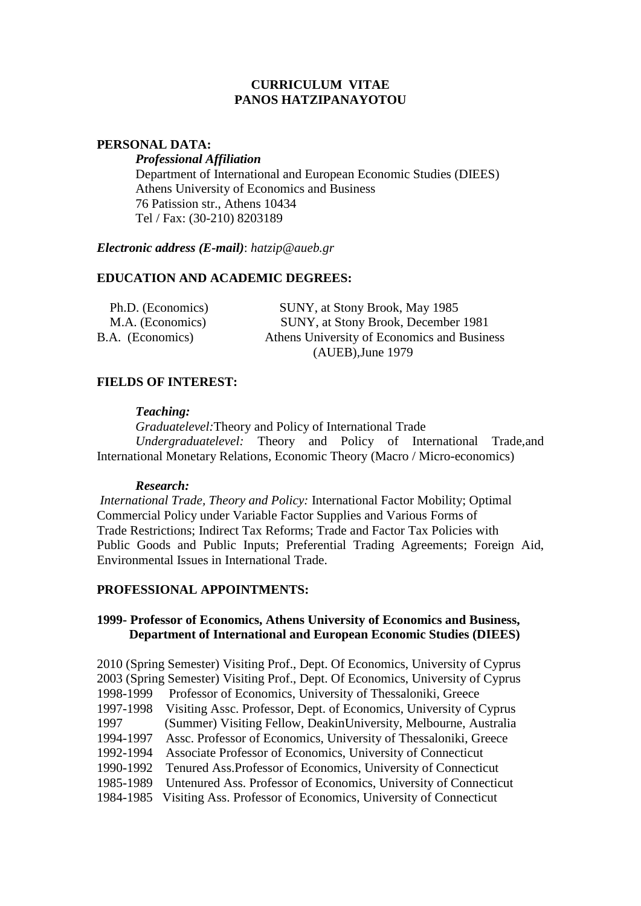# CURRICULUM VITAE
# PANOS HATZIPANAYOTOU

## PERSONAL DATA:

***Professional Affiliation***

Department of International and European Economic Studies (DIEES)
Athens University of Economics and Business
76 Patission str., Athens 10434
Tel / Fax: (30-210) 8203189

***Electronic address (E-mail)***: *hatzip@aueb.gr*

## EDUCATION AND ACADEMIC DEGREES:

| | |
|---|---|
| Ph.D. (Economics) | SUNY, at Stony Brook, May 1985 |
| M.A. (Economics) | SUNY, at Stony Brook, December 1981 |
| B.A. (Economics) | Athens University of Economics and Business (AUEB),June 1979 |

## FIELDS OF INTEREST:

***Teaching:***

*Graduatelevel:*Theory and Policy of International Trade

*Undergraduatelevel:* Theory and Policy of International Trade,and International Monetary Relations, Economic Theory (Macro / Micro-economics)

***Research:***

*International Trade, Theory and Policy:* International Factor Mobility; Optimal Commercial Policy under Variable Factor Supplies and Various Forms of Trade Restrictions; Indirect Tax Reforms; Trade and Factor Tax Policies with Public Goods and Public Inputs; Preferential Trading Agreements; Foreign Aid, Environmental Issues in International Trade.

## PROFESSIONAL APPOINTMENTS:

**1999- Professor of Economics, Athens University of Economics and Business, Department of International and European Economic Studies (DIEES)**

2010 (Spring Semester) Visiting Prof., Dept. Of Economics, University of Cyprus
2003 (Spring Semester) Visiting Prof., Dept. Of Economics, University of Cyprus
1998-1999 Professor of Economics, University of Thessaloniki, Greece
1997-1998 Visiting Assc. Professor, Dept. of Economics, University of Cyprus
1997 (Summer) Visiting Fellow, DeakinUniversity, Melbourne, Australia
1994-1997 Assc. Professor of Economics, University of Thessaloniki, Greece
1992-1994 Associate Professor of Economics, University of Connecticut
1990-1992 Tenured Ass.Professor of Economics, University of Connecticut
1985-1989 Untenured Ass. Professor of Economics, University of Connecticut
1984-1985 Visiting Ass. Professor of Economics, University of Connecticut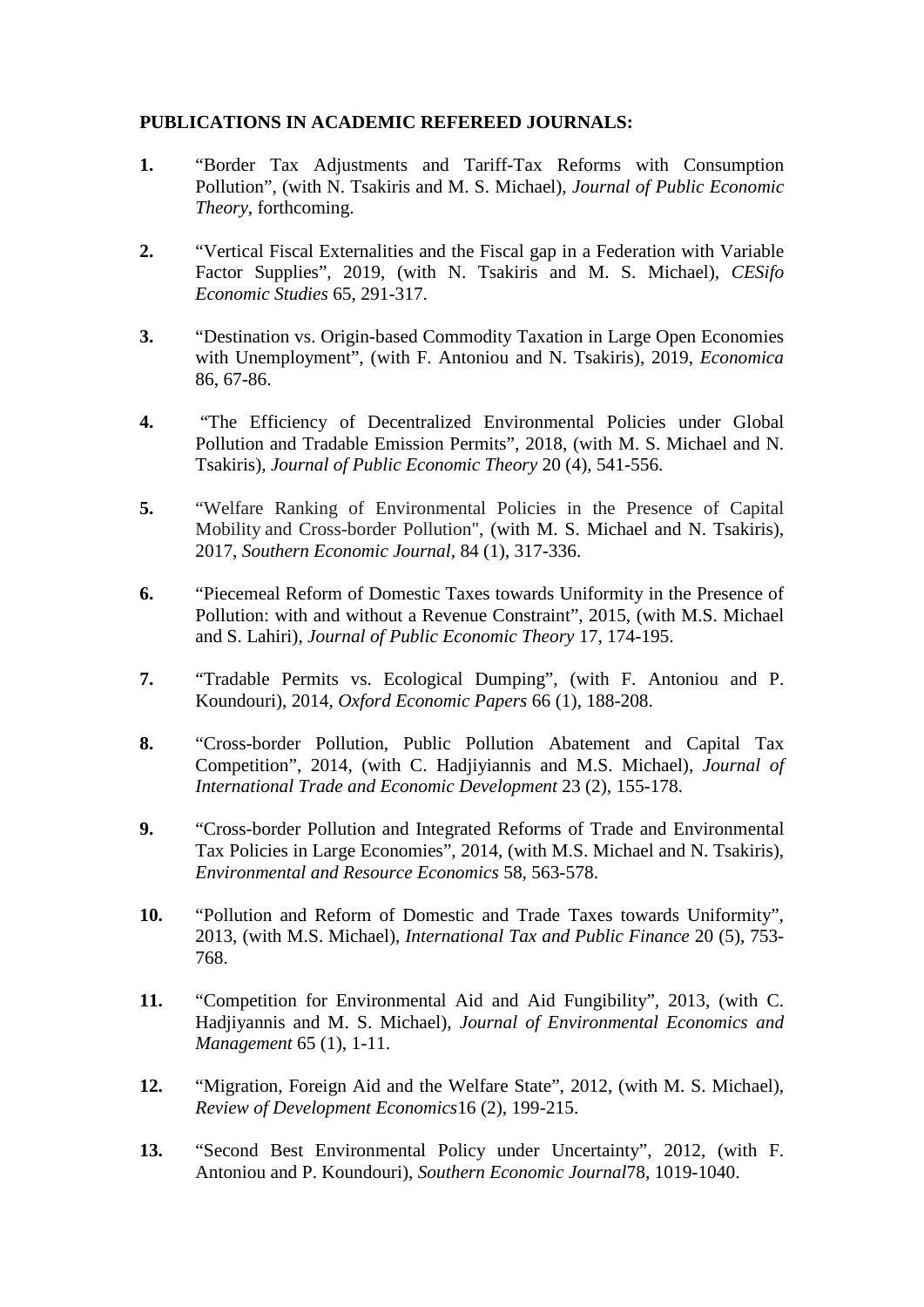**PUBLICATIONS IN ACADEMIC REFEREED JOURNALS:**

**1.** "Border Tax Adjustments and Tariff-Tax Reforms with Consumption Pollution", (with N. Tsakiris and M. S. Michael), *Journal of Public Economic Theory*, forthcoming.

**2.** "Vertical Fiscal Externalities and the Fiscal gap in a Federation with Variable Factor Supplies", 2019, (with N. Tsakiris and M. S. Michael), *CESifo Economic Studies* 65, 291-317.

**3.** "Destination vs. Origin-based Commodity Taxation in Large Open Economies with Unemployment", (with F. Antoniou and N. Tsakiris), 2019, *Economica* 86, 67-86.

**4.** "The Efficiency of Decentralized Environmental Policies under Global Pollution and Tradable Emission Permits", 2018, (with M. S. Michael and N. Tsakiris), *Journal of Public Economic Theory* 20 (4), 541-556.

**5.** "Welfare Ranking of Environmental Policies in the Presence of Capital Mobility and Cross-border Pollution", (with M. S. Michael and N. Tsakiris), 2017, *Southern Economic Journal*, 84 (1), 317-336.

**6.** "Piecemeal Reform of Domestic Taxes towards Uniformity in the Presence of Pollution: with and without a Revenue Constraint", 2015, (with M.S. Michael and S. Lahiri), *Journal of Public Economic Theory* 17, 174-195.

**7.** "Tradable Permits vs. Ecological Dumping", (with F. Antoniou and P. Koundouri), 2014, *Oxford Economic Papers* 66 (1), 188-208.

**8.** "Cross-border Pollution, Public Pollution Abatement and Capital Tax Competition", 2014, (with C. Hadjiyiannis and M.S. Michael), *Journal of International Trade and Economic Development* 23 (2), 155-178.

**9.** "Cross-border Pollution and Integrated Reforms of Trade and Environmental Tax Policies in Large Economies", 2014, (with M.S. Michael and N. Tsakiris), *Environmental and Resource Economics* 58, 563-578.

**10.** "Pollution and Reform of Domestic and Trade Taxes towards Uniformity", 2013, (with M.S. Michael), *International Tax and Public Finance* 20 (5), 753-768.

**11.** "Competition for Environmental Aid and Aid Fungibility", 2013, (with C. Hadjiyannis and M. S. Michael), *Journal of Environmental Economics and Management* 65 (1), 1-11.

**12.** "Migration, Foreign Aid and the Welfare State", 2012, (with M. S. Michael), *Review of Development Economics*16 (2), 199-215.

**13.** "Second Best Environmental Policy under Uncertainty", 2012, (with F. Antoniou and P. Koundouri), *Southern Economic Journal*78, 1019-1040.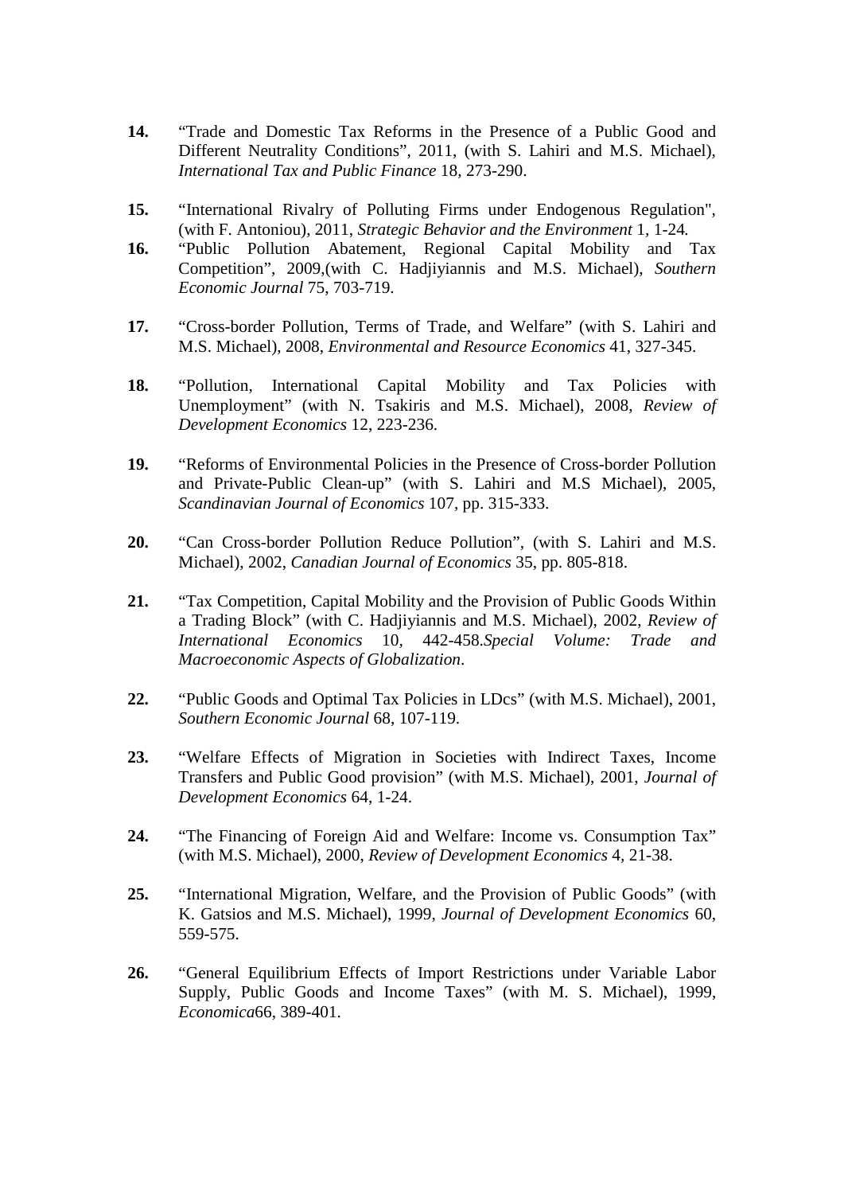**14.** "Trade and Domestic Tax Reforms in the Presence of a Public Good and Different Neutrality Conditions", 2011, (with S. Lahiri and M.S. Michael), *International Tax and Public Finance* 18, 273-290.

**15.** "International Rivalry of Polluting Firms under Endogenous Regulation", (with F. Antoniou), 2011, *Strategic Behavior and the Environment* 1, 1-24.

**16.** "Public Pollution Abatement, Regional Capital Mobility and Tax Competition", 2009,(with C. Hadjiyiannis and M.S. Michael), *Southern Economic Journal* 75, 703-719.

**17.** "Cross-border Pollution, Terms of Trade, and Welfare" (with S. Lahiri and M.S. Michael), 2008, *Environmental and Resource Economics* 41, 327-345.

**18.** "Pollution, International Capital Mobility and Tax Policies with Unemployment" (with N. Tsakiris and M.S. Michael), 2008, *Review of Development Economics* 12, 223-236.

**19.** "Reforms of Environmental Policies in the Presence of Cross-border Pollution and Private-Public Clean-up" (with S. Lahiri and M.S Michael), 2005, *Scandinavian Journal of Economics* 107, pp. 315-333.

**20.** "Can Cross-border Pollution Reduce Pollution", (with S. Lahiri and M.S. Michael), 2002, *Canadian Journal of Economics* 35, pp. 805-818.

**21.** "Tax Competition, Capital Mobility and the Provision of Public Goods Within a Trading Block" (with C. Hadjiyiannis and M.S. Michael), 2002, *Review of International Economics* 10, 442-458.*Special Volume: Trade and Macroeconomic Aspects of Globalization*.

**22.** "Public Goods and Optimal Tax Policies in LDcs" (with M.S. Michael), 2001, *Southern Economic Journal* 68, 107-119.

**23.** "Welfare Effects of Migration in Societies with Indirect Taxes, Income Transfers and Public Good provision" (with M.S. Michael), 2001, *Journal of Development Economics* 64, 1-24.

**24.** "The Financing of Foreign Aid and Welfare: Income vs. Consumption Tax" (with M.S. Michael), 2000, *Review of Development Economics* 4, 21-38.

**25.** "International Migration, Welfare, and the Provision of Public Goods" (with K. Gatsios and M.S. Michael), 1999, *Journal of Development Economics* 60, 559-575.

**26.** "General Equilibrium Effects of Import Restrictions under Variable Labor Supply, Public Goods and Income Taxes" (with M. S. Michael), 1999, *Economica*66, 389-401.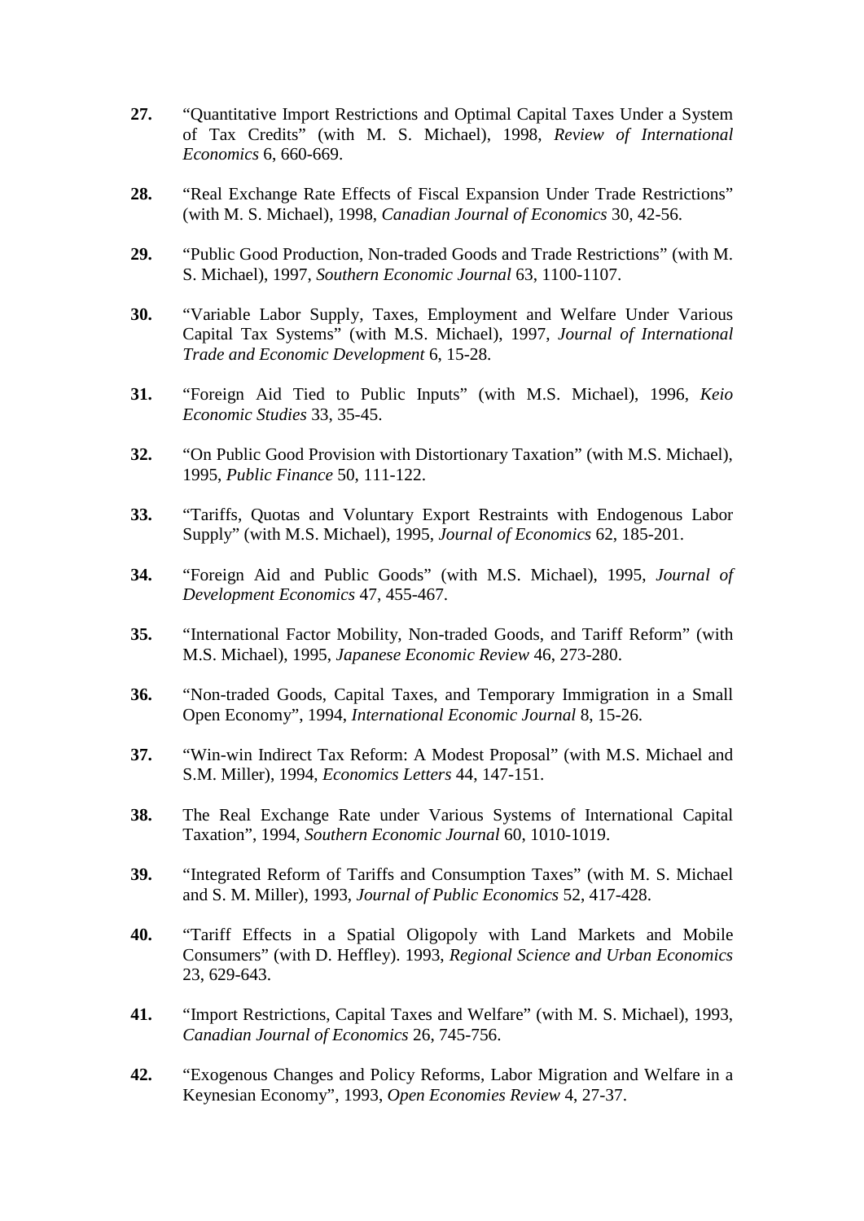**27.** “Quantitative Import Restrictions and Optimal Capital Taxes Under a System of Tax Credits” (with M. S. Michael), 1998, *Review of International Economics* 6, 660-669.

**28.** “Real Exchange Rate Effects of Fiscal Expansion Under Trade Restrictions” (with M. S. Michael), 1998, *Canadian Journal of Economics* 30, 42-56.

**29.** “Public Good Production, Non-traded Goods and Trade Restrictions” (with M. S. Michael), 1997, *Southern Economic Journal* 63, 1100-1107.

**30.** “Variable Labor Supply, Taxes, Employment and Welfare Under Various Capital Tax Systems” (with M.S. Michael), 1997, *Journal of International Trade and Economic Development* 6, 15-28.

**31.** “Foreign Aid Tied to Public Inputs” (with M.S. Michael), 1996, *Keio Economic Studies* 33, 35-45.

**32.** “On Public Good Provision with Distortionary Taxation” (with M.S. Michael), 1995, *Public Finance* 50, 111-122.

**33.** “Tariffs, Quotas and Voluntary Export Restraints with Endogenous Labor Supply” (with M.S. Michael), 1995, *Journal of Economics* 62, 185-201.

**34.** “Foreign Aid and Public Goods” (with M.S. Michael), 1995, *Journal of Development Economics* 47, 455-467.

**35.** “International Factor Mobility, Non-traded Goods, and Tariff Reform” (with M.S. Michael), 1995, *Japanese Economic Review* 46, 273-280.

**36.** “Non-traded Goods, Capital Taxes, and Temporary Immigration in a Small Open Economy”, 1994, *International Economic Journal* 8, 15-26.

**37.** “Win-win Indirect Tax Reform: A Modest Proposal” (with M.S. Michael and S.M. Miller), 1994, *Economics Letters* 44, 147-151.

**38.** The Real Exchange Rate under Various Systems of International Capital Taxation”, 1994, *Southern Economic Journal* 60, 1010-1019.

**39.** “Integrated Reform of Tariffs and Consumption Taxes” (with M. S. Michael and S. M. Miller), 1993, *Journal of Public Economics* 52, 417-428.

**40.** “Tariff Effects in a Spatial Oligopoly with Land Markets and Mobile Consumers” (with D. Heffley). 1993, *Regional Science and Urban Economics* 23, 629-643.

**41.** “Import Restrictions, Capital Taxes and Welfare” (with M. S. Michael), 1993, *Canadian Journal of Economics* 26, 745-756.

**42.** “Exogenous Changes and Policy Reforms, Labor Migration and Welfare in a Keynesian Economy”, 1993, *Open Economies Review* 4, 27-37.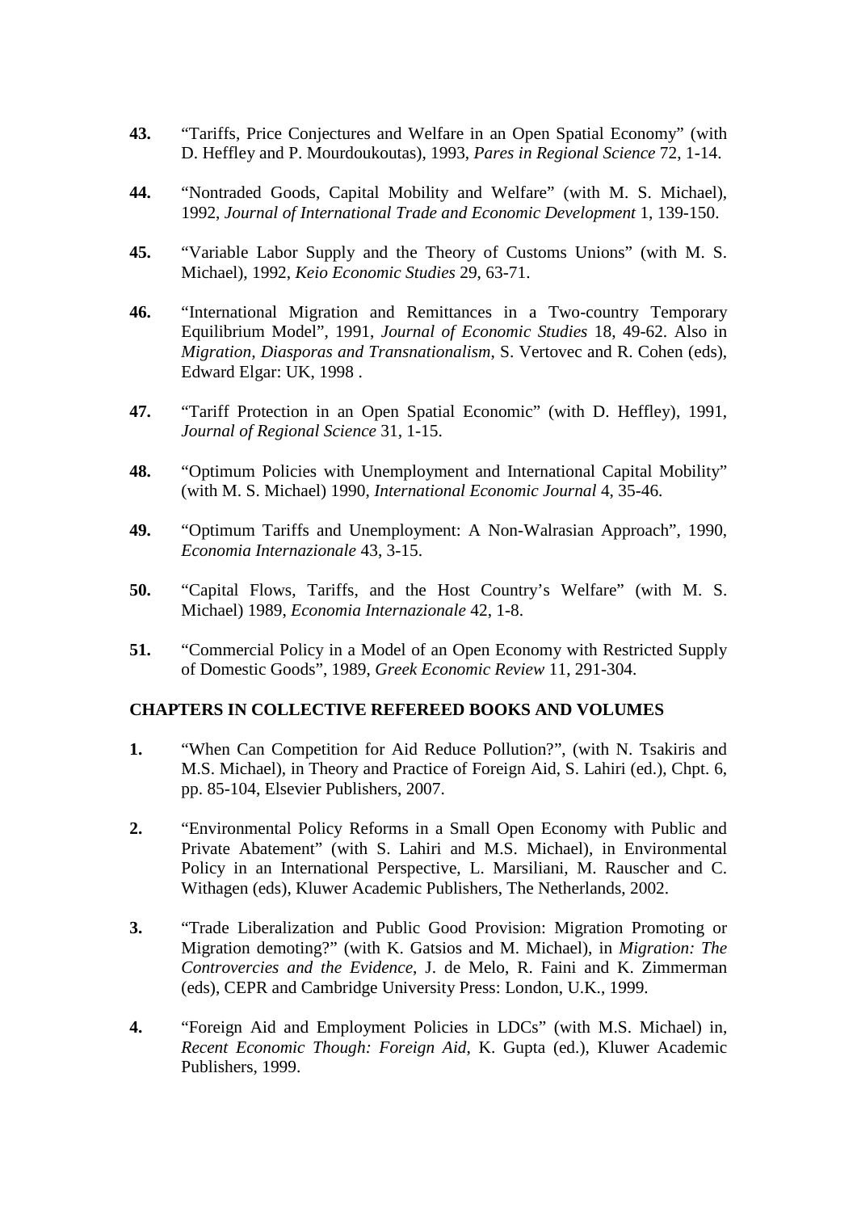**43.** "Tariffs, Price Conjectures and Welfare in an Open Spatial Economy" (with D. Heffley and P. Mourdoukoutas), 1993, *Pares in Regional Science* 72, 1-14.

**44.** "Nontraded Goods, Capital Mobility and Welfare" (with M. S. Michael), 1992, *Journal of International Trade and Economic Development* 1, 139-150.

**45.** "Variable Labor Supply and the Theory of Customs Unions" (with M. S. Michael), 1992, *Keio Economic Studies* 29, 63-71.

**46.** "International Migration and Remittances in a Two-country Temporary Equilibrium Model", 1991, *Journal of Economic Studies* 18, 49-62. Also in *Migration, Diasporas and Transnationalism*, S. Vertovec and R. Cohen (eds), Edward Elgar: UK, 1998 .

**47.** "Tariff Protection in an Open Spatial Economic" (with D. Heffley), 1991, *Journal of Regional Science* 31, 1-15.

**48.** "Optimum Policies with Unemployment and International Capital Mobility" (with M. S. Michael) 1990, *International Economic Journal* 4, 35-46.

**49.** "Optimum Tariffs and Unemployment: A Non-Walrasian Approach", 1990, *Economia Internazionale* 43, 3-15.

**50.** "Capital Flows, Tariffs, and the Host Country's Welfare" (with M. S. Michael) 1989, *Economia Internazionale* 42, 1-8.

**51.** "Commercial Policy in a Model of an Open Economy with Restricted Supply of Domestic Goods", 1989, *Greek Economic Review* 11, 291-304.

## CHAPTERS IN COLLECTIVE REFEREED BOOKS AND VOLUMES

**1.** "When Can Competition for Aid Reduce Pollution?", (with N. Tsakiris and M.S. Michael), in Theory and Practice of Foreign Aid, S. Lahiri (ed.), Chpt. 6, pp. 85-104, Elsevier Publishers, 2007.

**2.** "Environmental Policy Reforms in a Small Open Economy with Public and Private Abatement" (with S. Lahiri and M.S. Michael), in Environmental Policy in an International Perspective, L. Marsiliani, M. Rauscher and C. Withagen (eds), Kluwer Academic Publishers, The Netherlands, 2002.

**3.** "Trade Liberalization and Public Good Provision: Migration Promoting or Migration demoting?" (with K. Gatsios and M. Michael), in *Migration: The Controvercies and the Evidence*, J. de Melo, R. Faini and K. Zimmerman (eds), CEPR and Cambridge University Press: London, U.K., 1999.

**4.** "Foreign Aid and Employment Policies in LDCs" (with M.S. Michael) in, *Recent Economic Though: Foreign Aid*, K. Gupta (ed.), Kluwer Academic Publishers, 1999.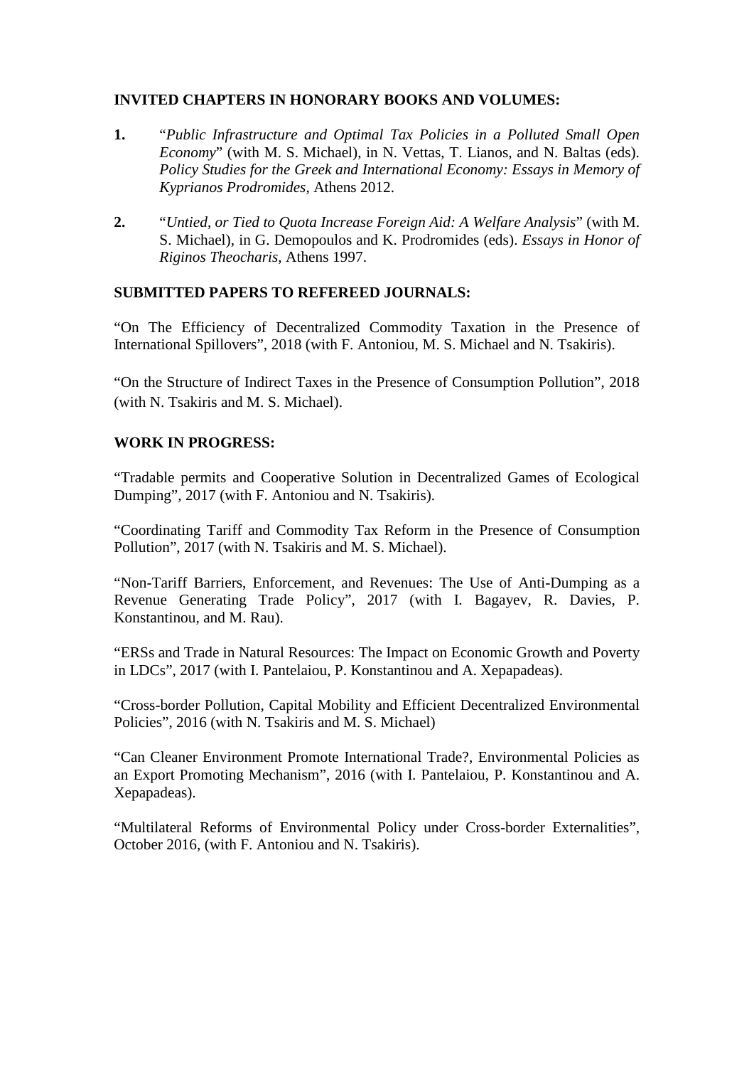**INVITED CHAPTERS IN HONORARY BOOKS AND VOLUMES:**

**1.** "*Public Infrastructure and Optimal Tax Policies in a Polluted Small Open Economy*" (with M. S. Michael), in N. Vettas, T. Lianos, and N. Baltas (eds). *Policy Studies for the Greek and International Economy: Essays in Memory of Kyprianos Prodromides*, Athens 2012.

**2.** "*Untied, or Tied to Quota Increase Foreign Aid: A Welfare Analysis*" (with M. S. Michael), in G. Demopoulos and K. Prodromides (eds). *Essays in Honor of Riginos Theocharis*, Athens 1997.

**SUBMITTED PAPERS TO REFEREED JOURNALS:**

"On The Efficiency of Decentralized Commodity Taxation in the Presence of International Spillovers", 2018 (with F. Antoniou, M. S. Michael and N. Tsakiris).

"On the Structure of Indirect Taxes in the Presence of Consumption Pollution", 2018 (with N. Tsakiris and M. S. Michael).

**WORK IN PROGRESS:**

"Tradable permits and Cooperative Solution in Decentralized Games of Ecological Dumping", 2017 (with F. Antoniou and N. Tsakiris).

"Coordinating Tariff and Commodity Tax Reform in the Presence of Consumption Pollution", 2017 (with N. Tsakiris and M. S. Michael).

"Non-Tariff Barriers, Enforcement, and Revenues: The Use of Anti-Dumping as a Revenue Generating Trade Policy", 2017 (with I. Bagayev, R. Davies, P. Konstantinou, and M. Rau).

"ERSs and Trade in Natural Resources: The Impact on Economic Growth and Poverty in LDCs", 2017 (with I. Pantelaiou, P. Konstantinou and A. Xepapadeas).

"Cross-border Pollution, Capital Mobility and Efficient Decentralized Environmental Policies", 2016 (with N. Tsakiris and M. S. Michael)

"Can Cleaner Environment Promote International Trade?, Environmental Policies as an Export Promoting Mechanism", 2016 (with I. Pantelaiou, P. Konstantinou and A. Xepapadeas).

"Multilateral Reforms of Environmental Policy under Cross-border Externalities", October 2016, (with F. Antoniou and N. Tsakiris).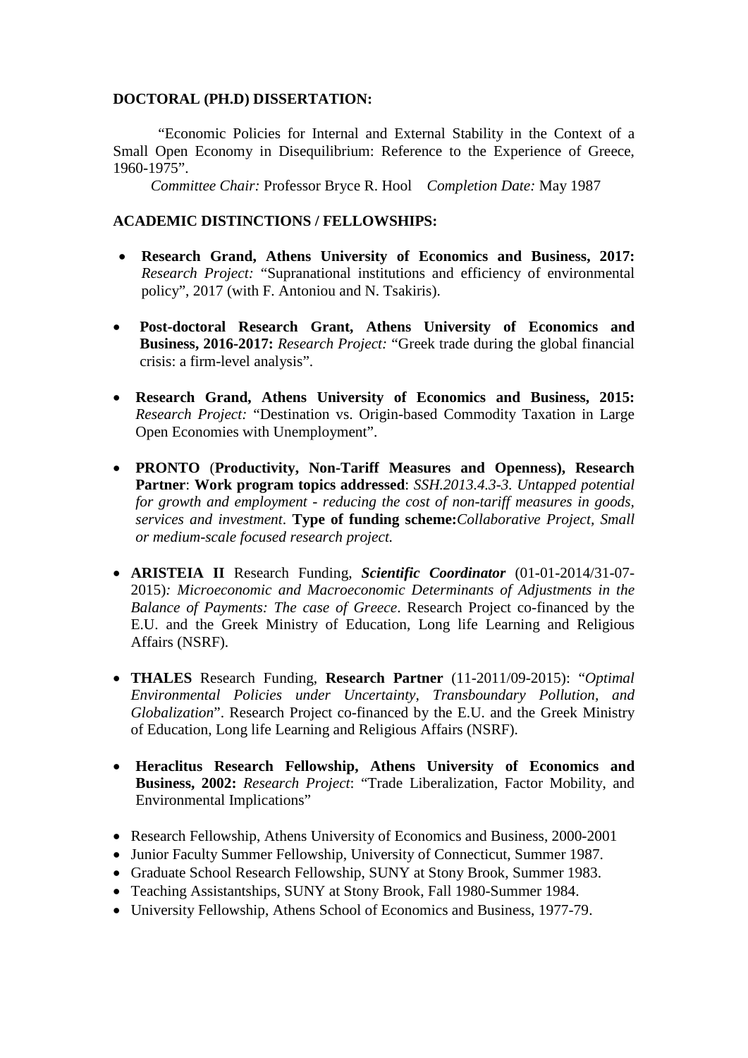**DOCTORAL (PH.D) DISSERTATION:**

"Economic Policies for Internal and External Stability in the Context of a Small Open Economy in Disequilibrium: Reference to the Experience of Greece, 1960-1975".

*Committee Chair:* Professor Bryce R. Hool *Completion Date:* May 1987

**ACADEMIC DISTINCTIONS / FELLOWSHIPS:**

- **Research Grand, Athens University of Economics and Business, 2017:** *Research Project:* "Supranational institutions and efficiency of environmental policy", 2017 (with F. Antoniou and N. Tsakiris).
- **Post-doctoral Research Grant, Athens University of Economics and Business, 2016-2017:** *Research Project:* "Greek trade during the global financial crisis: a firm-level analysis".
- **Research Grand, Athens University of Economics and Business, 2015:** *Research Project:* "Destination vs. Origin-based Commodity Taxation in Large Open Economies with Unemployment".
- **PRONTO** (**Productivity, Non-Tariff Measures and Openness), Research Partner**: **Work program topics addressed**: *SSH.2013.4.3-3. Untapped potential for growth and employment - reducing the cost of non-tariff measures in goods, services and investment*. **Type of funding scheme:***Collaborative Project, Small or medium-scale focused research project.*
- **ARISTEIA II** Research Funding, ***Scientific Coordinator*** (01-01-2014/31-07-2015)*: Microeconomic and Macroeconomic Determinants of Adjustments in the Balance of Payments: The case of Greece*. Research Project co-financed by the E.U. and the Greek Ministry of Education, Long life Learning and Religious Affairs (NSRF).
- **THALES** Research Funding, **Research Partner** (11-2011/09-2015): "*Optimal Environmental Policies under Uncertainty, Transboundary Pollution, and Globalization*". Research Project co-financed by the E.U. and the Greek Ministry of Education, Long life Learning and Religious Affairs (NSRF).
- **Heraclitus Research Fellowship, Athens University of Economics and Business, 2002:** *Research Project*: "Trade Liberalization, Factor Mobility, and Environmental Implications"
- Research Fellowship, Athens University of Economics and Business, 2000-2001
- Junior Faculty Summer Fellowship, University of Connecticut, Summer 1987.
- Graduate School Research Fellowship, SUNY at Stony Brook, Summer 1983.
- Teaching Assistantships, SUNY at Stony Brook, Fall 1980-Summer 1984.
- University Fellowship, Athens School of Economics and Business, 1977-79.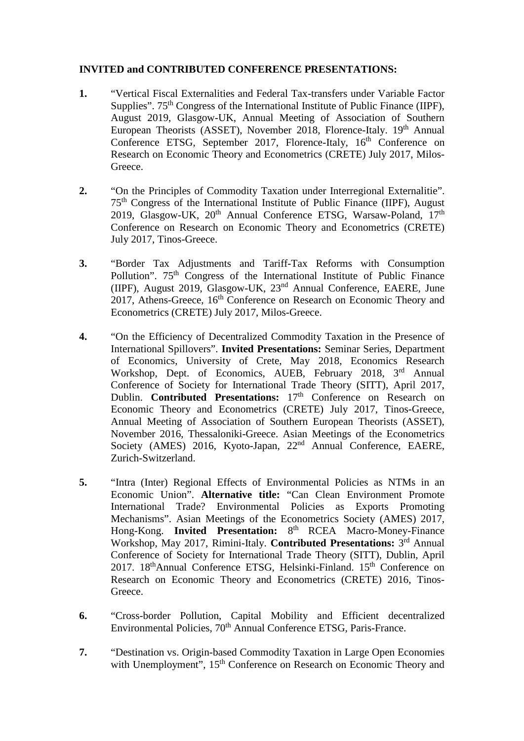**INVITED and CONTRIBUTED CONFERENCE PRESENTATIONS:**

1. "Vertical Fiscal Externalities and Federal Tax-transfers under Variable Factor Supplies". 75th Congress of the International Institute of Public Finance (IIPF), August 2019, Glasgow-UK, Annual Meeting of Association of Southern European Theorists (ASSET), November 2018, Florence-Italy. 19th Annual Conference ETSG, September 2017, Florence-Italy, 16th Conference on Research on Economic Theory and Econometrics (CRETE) July 2017, Milos-Greece.

2. "On the Principles of Commodity Taxation under Interregional Externalitie". 75th Congress of the International Institute of Public Finance (IIPF), August 2019, Glasgow-UK, 20th Annual Conference ETSG, Warsaw-Poland, 17th Conference on Research on Economic Theory and Econometrics (CRETE) July 2017, Tinos-Greece.

3. "Border Tax Adjustments and Tariff-Tax Reforms with Consumption Pollution". 75th Congress of the International Institute of Public Finance (IIPF), August 2019, Glasgow-UK, 23nd Annual Conference, EAERE, June 2017, Athens-Greece, 16th Conference on Research on Economic Theory and Econometrics (CRETE) July 2017, Milos-Greece.

4. "On the Efficiency of Decentralized Commodity Taxation in the Presence of International Spillovers". **Invited Presentations:** Seminar Series, Department of Economics, University of Crete, May 2018, Economics Research Workshop, Dept. of Economics, AUEB, February 2018, 3rd Annual Conference of Society for International Trade Theory (SITT), April 2017, Dublin. **Contributed Presentations:** 17th Conference on Research on Economic Theory and Econometrics (CRETE) July 2017, Tinos-Greece, Annual Meeting of Association of Southern European Theorists (ASSET), November 2016, Thessaloniki-Greece. Asian Meetings of the Econometrics Society (AMES) 2016, Kyoto-Japan, 22nd Annual Conference, EAERE, Zurich-Switzerland.

5. "Intra (Inter) Regional Effects of Environmental Policies as NTMs in an Economic Union". **Alternative title:** "Can Clean Environment Promote International Trade? Environmental Policies as Exports Promoting Mechanisms". Asian Meetings of the Econometrics Society (AMES) 2017, Hong-Kong. **Invited Presentation:** 8th RCEA Macro-Money-Finance Workshop, May 2017, Rimini-Italy. **Contributed Presentations:** 3rd Annual Conference of Society for International Trade Theory (SITT), Dublin, April 2017. 18thAnnual Conference ETSG, Helsinki-Finland. 15th Conference on Research on Economic Theory and Econometrics (CRETE) 2016, Tinos-Greece.

6. "Cross-border Pollution, Capital Mobility and Efficient decentralized Environmental Policies, 70th Annual Conference ETSG, Paris-France.

7. "Destination vs. Origin-based Commodity Taxation in Large Open Economies with Unemployment", 15th Conference on Research on Economic Theory and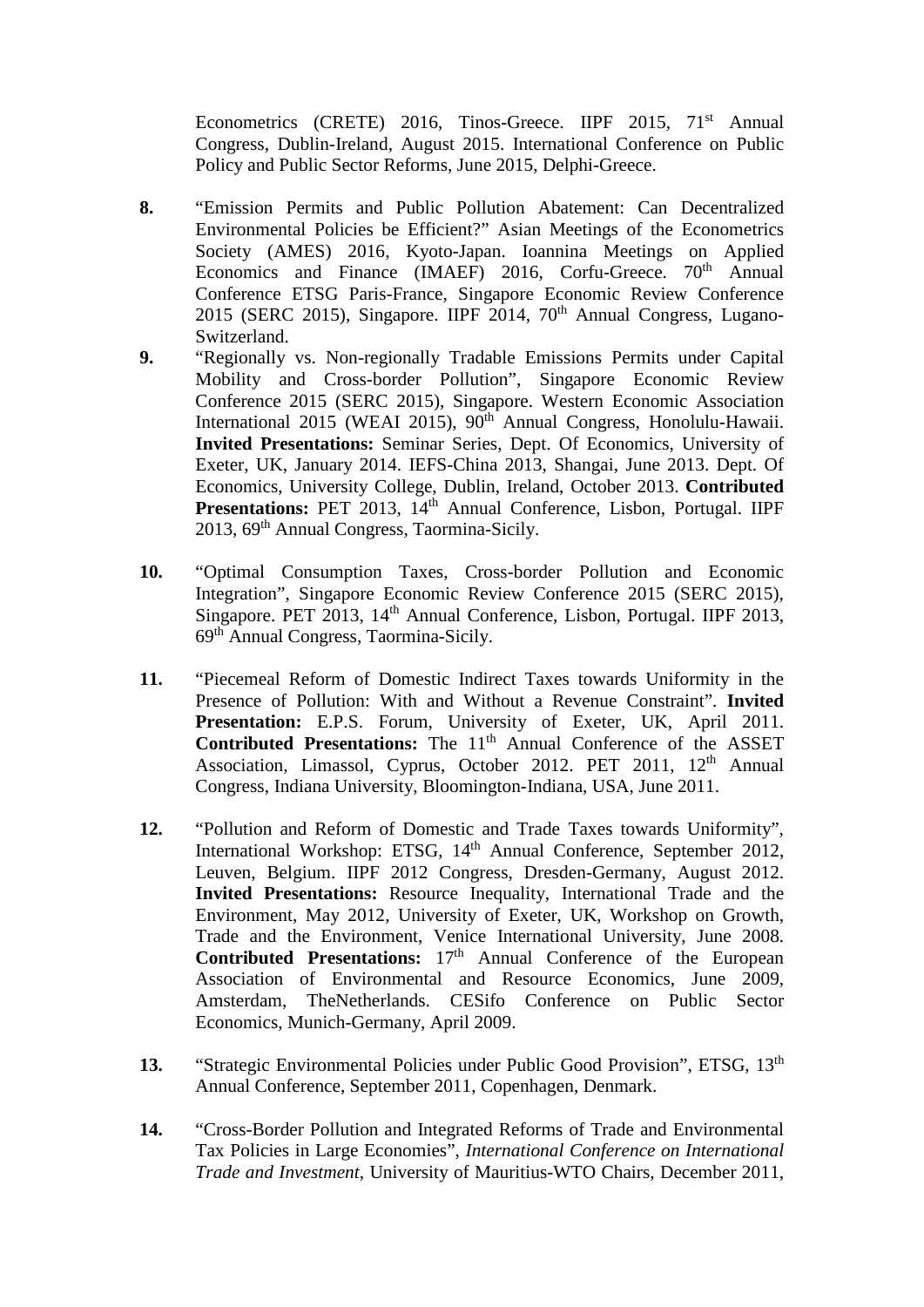Econometrics (CRETE) 2016, Tinos-Greece. IIPF 2015, 71st Annual Congress, Dublin-Ireland, August 2015. International Conference on Public Policy and Public Sector Reforms, June 2015, Delphi-Greece.

**8.** "Emission Permits and Public Pollution Abatement: Can Decentralized Environmental Policies be Efficient?" Asian Meetings of the Econometrics Society (AMES) 2016, Kyoto-Japan. Ioannina Meetings on Applied Economics and Finance (IMAEF) 2016, Corfu-Greece. 70th Annual Conference ETSG Paris-France, Singapore Economic Review Conference 2015 (SERC 2015), Singapore. IIPF 2014, 70th Annual Congress, Lugano-Switzerland.

**9.** "Regionally vs. Non-regionally Tradable Emissions Permits under Capital Mobility and Cross-border Pollution", Singapore Economic Review Conference 2015 (SERC 2015), Singapore. Western Economic Association International 2015 (WEAI 2015), 90th Annual Congress, Honolulu-Hawaii. **Invited Presentations:** Seminar Series, Dept. Of Economics, University of Exeter, UK, January 2014. IEFS-China 2013, Shangai, June 2013. Dept. Of Economics, University College, Dublin, Ireland, October 2013. **Contributed Presentations:** PET 2013, 14th Annual Conference, Lisbon, Portugal. IIPF 2013, 69th Annual Congress, Taormina-Sicily.

**10.** "Optimal Consumption Taxes, Cross-border Pollution and Economic Integration", Singapore Economic Review Conference 2015 (SERC 2015), Singapore. PET 2013, 14th Annual Conference, Lisbon, Portugal. IIPF 2013, 69th Annual Congress, Taormina-Sicily.

**11.** "Piecemeal Reform of Domestic Indirect Taxes towards Uniformity in the Presence of Pollution: With and Without a Revenue Constraint". **Invited Presentation:** E.P.S. Forum, University of Exeter, UK, April 2011. **Contributed Presentations:** The 11th Annual Conference of the ASSET Association, Limassol, Cyprus, October 2012. PET 2011, 12th Annual Congress, Indiana University, Bloomington-Indiana, USA, June 2011.

**12.** "Pollution and Reform of Domestic and Trade Taxes towards Uniformity", International Workshop: ETSG, 14th Annual Conference, September 2012, Leuven, Belgium. IIPF 2012 Congress, Dresden-Germany, August 2012. **Invited Presentations:** Resource Inequality, International Trade and the Environment, May 2012, University of Exeter, UK, Workshop on Growth, Trade and the Environment, Venice International University, June 2008. **Contributed Presentations:** 17th Annual Conference of the European Association of Environmental and Resource Economics, June 2009, Amsterdam, TheNetherlands. CESifo Conference on Public Sector Economics, Munich-Germany, April 2009.

**13.** "Strategic Environmental Policies under Public Good Provision", ETSG, 13th Annual Conference, September 2011, Copenhagen, Denmark.

**14.** "Cross-Border Pollution and Integrated Reforms of Trade and Environmental Tax Policies in Large Economies", *International Conference on International Trade and Investment*, University of Mauritius-WTO Chairs, December 2011,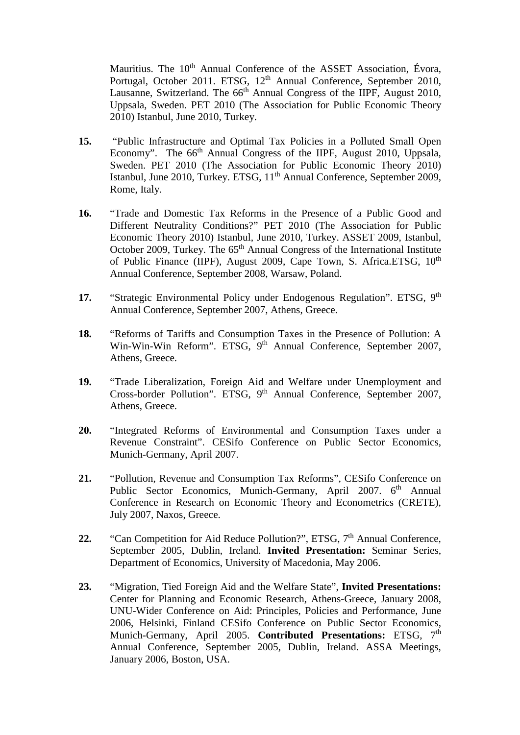Mauritius. The 10th Annual Conference of the ASSET Association, Évora, Portugal, October 2011. ETSG, 12th Annual Conference, September 2010, Lausanne, Switzerland. The 66th Annual Congress of the IIPF, August 2010, Uppsala, Sweden. PET 2010 (The Association for Public Economic Theory 2010) Istanbul, June 2010, Turkey.

**15.** "Public Infrastructure and Optimal Tax Policies in a Polluted Small Open Economy". The 66th Annual Congress of the IIPF, August 2010, Uppsala, Sweden. PET 2010 (The Association for Public Economic Theory 2010) Istanbul, June 2010, Turkey. ETSG, 11th Annual Conference, September 2009, Rome, Italy.

**16.** "Trade and Domestic Tax Reforms in the Presence of a Public Good and Different Neutrality Conditions?" PET 2010 (The Association for Public Economic Theory 2010) Istanbul, June 2010, Turkey. ASSET 2009, Istanbul, October 2009, Turkey. The 65th Annual Congress of the International Institute of Public Finance (IIPF), August 2009, Cape Town, S. Africa.ETSG, 10th Annual Conference, September 2008, Warsaw, Poland.

**17.** "Strategic Environmental Policy under Endogenous Regulation". ETSG, 9th Annual Conference, September 2007, Athens, Greece.

**18.** "Reforms of Tariffs and Consumption Taxes in the Presence of Pollution: A Win-Win-Win Reform". ETSG, 9th Annual Conference, September 2007, Athens, Greece.

**19.** "Trade Liberalization, Foreign Aid and Welfare under Unemployment and Cross-border Pollution". ETSG, 9th Annual Conference, September 2007, Athens, Greece.

**20.** "Integrated Reforms of Environmental and Consumption Taxes under a Revenue Constraint". CESifo Conference on Public Sector Economics, Munich-Germany, April 2007.

**21.** "Pollution, Revenue and Consumption Tax Reforms", CESifo Conference on Public Sector Economics, Munich-Germany, April 2007. 6th Annual Conference in Research on Economic Theory and Econometrics (CRETE), July 2007, Naxos, Greece.

**22.** "Can Competition for Aid Reduce Pollution?", ETSG, 7th Annual Conference, September 2005, Dublin, Ireland. **Invited Presentation:** Seminar Series, Department of Economics, University of Macedonia, May 2006.

**23.** "Migration, Tied Foreign Aid and the Welfare State", **Invited Presentations:** Center for Planning and Economic Research, Athens-Greece, January 2008, UNU-Wider Conference on Aid: Principles, Policies and Performance, June 2006, Helsinki, Finland CESifo Conference on Public Sector Economics, Munich-Germany, April 2005. **Contributed Presentations:** ETSG, 7th Annual Conference, September 2005, Dublin, Ireland. ASSA Meetings, January 2006, Boston, USA.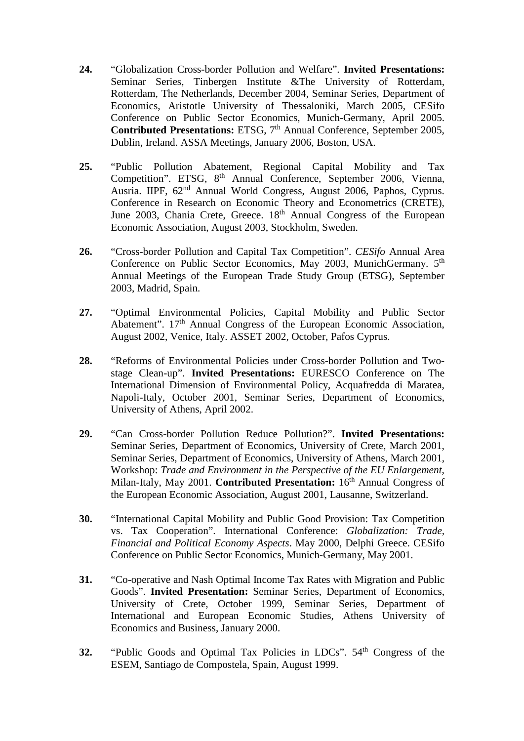**24.** "Globalization Cross-border Pollution and Welfare". **Invited Presentations:** Seminar Series, Tinbergen Institute &The University of Rotterdam, Rotterdam, The Netherlands, December 2004, Seminar Series, Department of Economics, Aristotle University of Thessaloniki, March 2005, CESifo Conference on Public Sector Economics, Munich-Germany, April 2005. **Contributed Presentations:** ETSG, 7th Annual Conference, September 2005, Dublin, Ireland. ASSA Meetings, January 2006, Boston, USA.

**25.** "Public Pollution Abatement, Regional Capital Mobility and Tax Competition". ETSG, 8th Annual Conference, September 2006, Vienna, Ausria. IIPF, 62nd Annual World Congress, August 2006, Paphos, Cyprus. Conference in Research on Economic Theory and Econometrics (CRETE), June 2003, Chania Crete, Greece. 18th Annual Congress of the European Economic Association, August 2003, Stockholm, Sweden.

**26.** "Cross-border Pollution and Capital Tax Competition". *CESifo* Annual Area Conference on Public Sector Economics, May 2003, MunichGermany. 5th Annual Meetings of the European Trade Study Group (ETSG), September 2003, Madrid, Spain.

**27.** "Optimal Environmental Policies, Capital Mobility and Public Sector Abatement". 17th Annual Congress of the European Economic Association, August 2002, Venice, Italy. ASSET 2002, October, Pafos Cyprus.

**28.** "Reforms of Environmental Policies under Cross-border Pollution and Two-stage Clean-up". **Invited Presentations:** EURESCO Conference on The International Dimension of Environmental Policy, Acquafredda di Maratea, Napoli-Italy, October 2001, Seminar Series, Department of Economics, University of Athens, April 2002.

**29.** "Can Cross-border Pollution Reduce Pollution?". **Invited Presentations:** Seminar Series, Department of Economics, University of Crete, March 2001, Seminar Series, Department of Economics, University of Athens, March 2001, Workshop: *Trade and Environment in the Perspective of the EU Enlargement*, Milan-Italy, May 2001. **Contributed Presentation:** 16th Annual Congress of the European Economic Association, August 2001, Lausanne, Switzerland.

**30.** "International Capital Mobility and Public Good Provision: Tax Competition vs. Tax Cooperation". International Conference: *Globalization: Trade, Financial and Political Economy Aspects*. May 2000, Delphi Greece. CESifo Conference on Public Sector Economics, Munich-Germany, May 2001.

**31.** "Co-operative and Nash Optimal Income Tax Rates with Migration and Public Goods". **Invited Presentation:** Seminar Series, Department of Economics, University of Crete, October 1999, Seminar Series, Department of International and European Economic Studies, Athens University of Economics and Business, January 2000.

**32.** "Public Goods and Optimal Tax Policies in LDCs". 54th Congress of the ESEM, Santiago de Compostela, Spain, August 1999.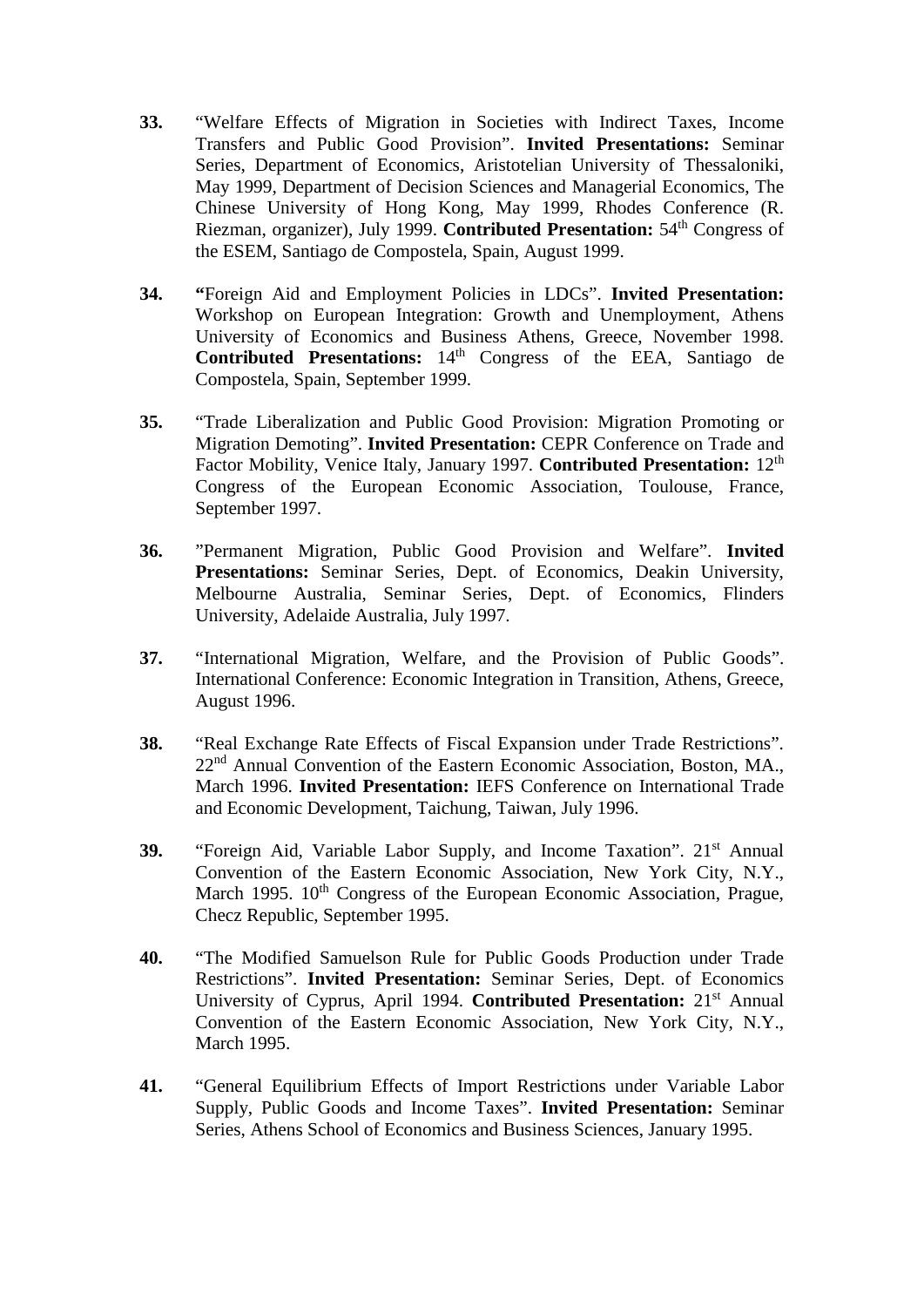**33.** "Welfare Effects of Migration in Societies with Indirect Taxes, Income Transfers and Public Good Provision". **Invited Presentations:** Seminar Series, Department of Economics, Aristotelian University of Thessaloniki, May 1999, Department of Decision Sciences and Managerial Economics, The Chinese University of Hong Kong, May 1999, Rhodes Conference (R. Riezman, organizer), July 1999. **Contributed Presentation:** 54$^{th}$ Congress of the ESEM, Santiago de Compostela, Spain, August 1999.

**34.** **"**Foreign Aid and Employment Policies in LDCs". **Invited Presentation:** Workshop on European Integration: Growth and Unemployment, Athens University of Economics and Business Athens, Greece, November 1998. **Contributed Presentations:** 14$^{th}$ Congress of the EEA, Santiago de Compostela, Spain, September 1999.

**35.** "Trade Liberalization and Public Good Provision: Migration Promoting or Migration Demoting". **Invited Presentation:** CEPR Conference on Trade and Factor Mobility, Venice Italy, January 1997. **Contributed Presentation:** 12$^{th}$ Congress of the European Economic Association, Toulouse, France, September 1997.

**36.** "Permanent Migration, Public Good Provision and Welfare". **Invited Presentations:** Seminar Series, Dept. of Economics, Deakin University, Melbourne Australia, Seminar Series, Dept. of Economics, Flinders University, Adelaide Australia, July 1997.

**37.** "International Migration, Welfare, and the Provision of Public Goods". International Conference: Economic Integration in Transition, Athens, Greece, August 1996.

**38.** "Real Exchange Rate Effects of Fiscal Expansion under Trade Restrictions". 22$^{nd}$ Annual Convention of the Eastern Economic Association, Boston, MA., March 1996. **Invited Presentation:** IEFS Conference on International Trade and Economic Development, Taichung, Taiwan, July 1996.

**39.** "Foreign Aid, Variable Labor Supply, and Income Taxation". 21$^{st}$ Annual Convention of the Eastern Economic Association, New York City, N.Y., March 1995. 10$^{th}$ Congress of the European Economic Association, Prague, Checz Republic, September 1995.

**40.** "The Modified Samuelson Rule for Public Goods Production under Trade Restrictions". **Invited Presentation:** Seminar Series, Dept. of Economics University of Cyprus, April 1994. **Contributed Presentation:** 21$^{st}$ Annual Convention of the Eastern Economic Association, New York City, N.Y., March 1995.

**41.** "General Equilibrium Effects of Import Restrictions under Variable Labor Supply, Public Goods and Income Taxes". **Invited Presentation:** Seminar Series, Athens School of Economics and Business Sciences, January 1995.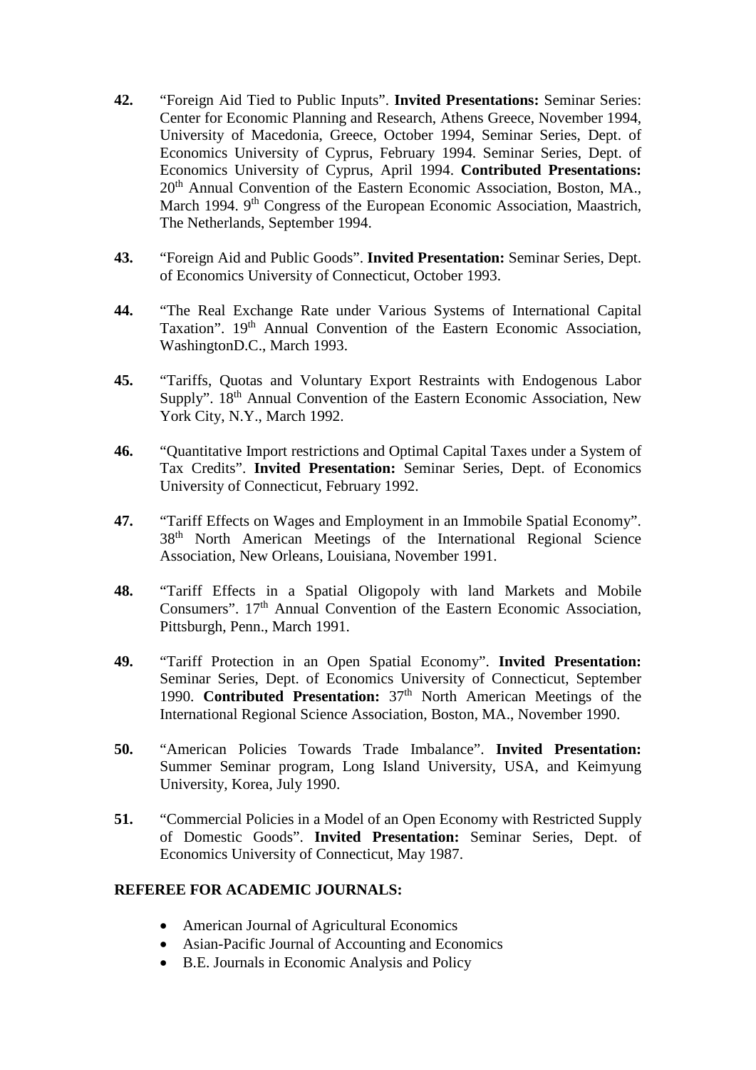**42.** "Foreign Aid Tied to Public Inputs". **Invited Presentations:** Seminar Series: Center for Economic Planning and Research, Athens Greece, November 1994, University of Macedonia, Greece, October 1994, Seminar Series, Dept. of Economics University of Cyprus, February 1994. Seminar Series, Dept. of Economics University of Cyprus, April 1994. **Contributed Presentations:** 20th Annual Convention of the Eastern Economic Association, Boston, MA., March 1994. 9th Congress of the European Economic Association, Maastrich, The Netherlands, September 1994.

**43.** "Foreign Aid and Public Goods". **Invited Presentation:** Seminar Series, Dept. of Economics University of Connecticut, October 1993.

**44.** "The Real Exchange Rate under Various Systems of International Capital Taxation". 19th Annual Convention of the Eastern Economic Association, WashingtonD.C., March 1993.

**45.** "Tariffs, Quotas and Voluntary Export Restraints with Endogenous Labor Supply". 18th Annual Convention of the Eastern Economic Association, New York City, N.Y., March 1992.

**46.** "Quantitative Import restrictions and Optimal Capital Taxes under a System of Tax Credits". **Invited Presentation:** Seminar Series, Dept. of Economics University of Connecticut, February 1992.

**47.** "Tariff Effects on Wages and Employment in an Immobile Spatial Economy". 38th North American Meetings of the International Regional Science Association, New Orleans, Louisiana, November 1991.

**48.** "Tariff Effects in a Spatial Oligopoly with land Markets and Mobile Consumers". 17th Annual Convention of the Eastern Economic Association, Pittsburgh, Penn., March 1991.

**49.** "Tariff Protection in an Open Spatial Economy". **Invited Presentation:** Seminar Series, Dept. of Economics University of Connecticut, September 1990. **Contributed Presentation:** 37th North American Meetings of the International Regional Science Association, Boston, MA., November 1990.

**50.** "American Policies Towards Trade Imbalance". **Invited Presentation:** Summer Seminar program, Long Island University, USA, and Keimyung University, Korea, July 1990.

**51.** "Commercial Policies in a Model of an Open Economy with Restricted Supply of Domestic Goods". **Invited Presentation:** Seminar Series, Dept. of Economics University of Connecticut, May 1987.

**REFEREE FOR ACADEMIC JOURNALS:**

- American Journal of Agricultural Economics
- Asian-Pacific Journal of Accounting and Economics
- B.E. Journals in Economic Analysis and Policy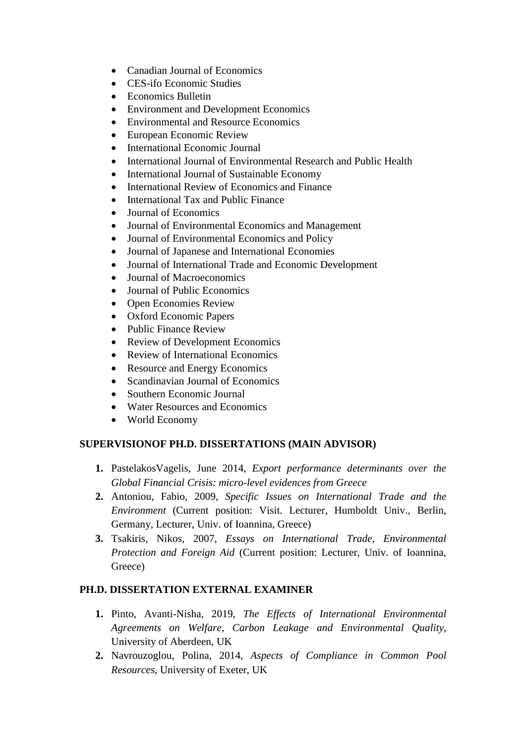- Canadian Journal of Economics
- CES-ifo Economic Studies
- Economics Bulletin
- Environment and Development Economics
- Environmental and Resource Economics
- European Economic Review
- International Economic Journal
- International Journal of Environmental Research and Public Health
- International Journal of Sustainable Economy
- International Review of Economics and Finance
- International Tax and Public Finance
- Journal of Economics
- Journal of Environmental Economics and Management
- Journal of Environmental Economics and Policy
- Journal of Japanese and International Economies
- Journal of International Trade and Economic Development
- Journal of Macroeconomics
- Journal of Public Economics
- Open Economies Review
- Oxford Economic Papers
- Public Finance Review
- Review of Development Economics
- Review of International Economics
- Resource and Energy Economics
- Scandinavian Journal of Economics
- Southern Economic Journal
- Water Resources and Economics
- World Economy

## SUPERVISIONOF PH.D. DISSERTATIONS (MAIN ADVISOR)

1. PastelakosVagelis, June 2014, *Export performance determinants over the Global Financial Crisis: micro-level evidences from Greece*
2. Antoniou, Fabio, 2009, *Specific Issues on International Trade and the Environment* (Current position: Visit. Lecturer, Humboldt Univ., Berlin, Germany, Lecturer, Univ. of Ioannina, Greece)
3. Tsakiris, Nikos, 2007, *Essays on International Trade, Environmental Protection and Foreign Aid* (Current position: Lecturer, Univ. of Ioannina, Greece)

## PH.D. DISSERTATION EXTERNAL EXAMINER

1. Pinto, Avanti-Nisha, 2019, *The Effects of International Environmental Agreements on Welfare, Carbon Leakage and Environmental Quality*, University of Aberdeen, UK
2. Navrouzoglou, Polina, 2014, *Aspects of Compliance in Common Pool Resources*, University of Exeter, UK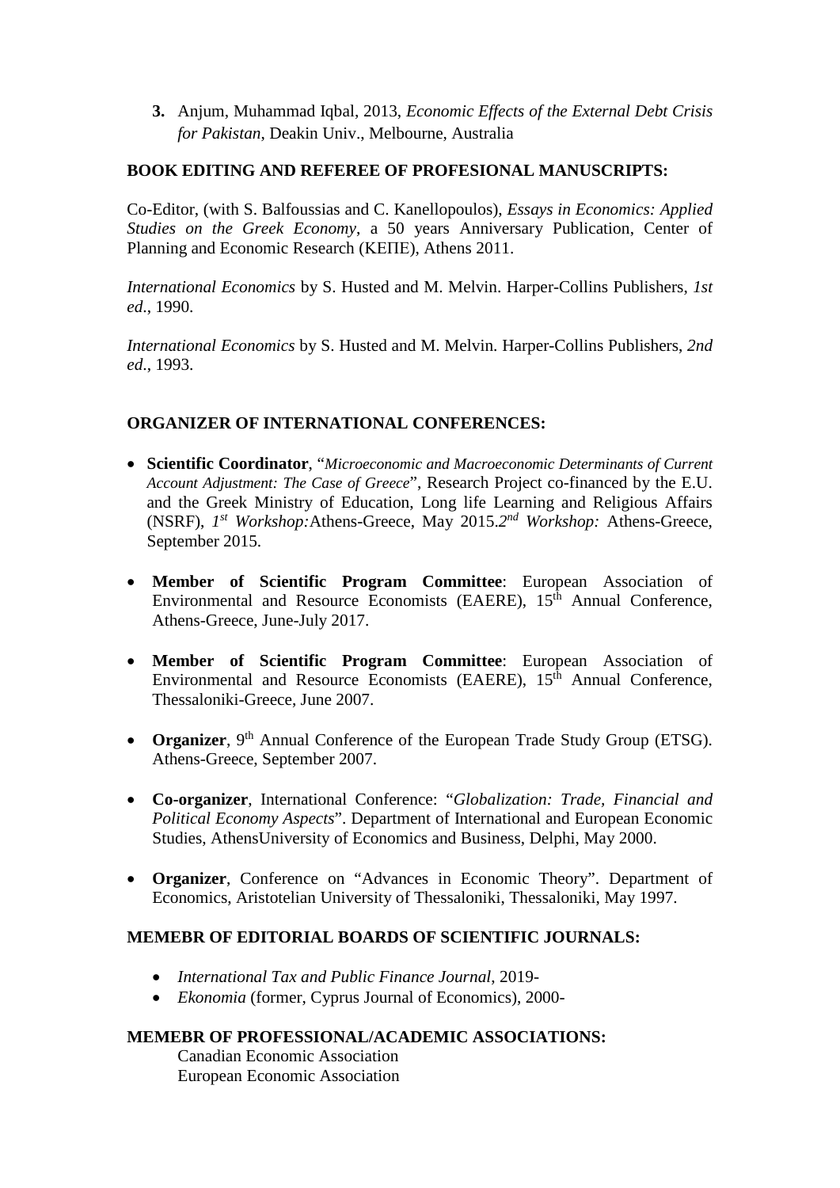3. Anjum, Muhammad Iqbal, 2013, *Economic Effects of the External Debt Crisis for Pakistan*, Deakin Univ., Melbourne, Australia

**BOOK EDITING AND REFEREE OF PROFESIONAL MANUSCRIPTS:**

Co-Editor, (with S. Balfoussias and C. Kanellopoulos), *Essays in Economics: Applied Studies on the Greek Economy*, a 50 years Anniversary Publication, Center of Planning and Economic Research (ΚΕΠΕ), Athens 2011.

*International Economics* by S. Husted and M. Melvin. Harper-Collins Publishers, *1st ed*., 1990.

*International Economics* by S. Husted and M. Melvin. Harper-Collins Publishers, *2nd ed*., 1993.

**ORGANIZER OF INTERNATIONAL CONFERENCES:**

- **Scientific Coordinator**, "*Microeconomic and Macroeconomic Determinants of Current Account Adjustment: The Case of Greece*", Research Project co-financed by the E.U. and the Greek Ministry of Education, Long life Learning and Religious Affairs (NSRF), *1st Workshop:*Athens-Greece, May 2015.*2nd Workshop:* Athens-Greece, September 2015.

- **Member of Scientific Program Committee**: European Association of Environmental and Resource Economists (EAERE), 15th Annual Conference, Athens-Greece, June-July 2017.

- **Member of Scientific Program Committee**: European Association of Environmental and Resource Economists (EAERE), 15th Annual Conference, Thessaloniki-Greece, June 2007.

- **Organizer**, 9th Annual Conference of the European Trade Study Group (ETSG). Athens-Greece, September 2007.

- **Co-organizer**, International Conference: "*Globalization: Trade, Financial and Political Economy Aspects*". Department of International and European Economic Studies, AthensUniversity of Economics and Business, Delphi, May 2000.

- **Organizer**, Conference on "Advances in Economic Theory". Department of Economics, Aristotelian University of Thessaloniki, Thessaloniki, May 1997.

**MEMEBR OF EDITORIAL BOARDS OF SCIENTIFIC JOURNALS:**

- *International Tax and Public Finance Journal*, 2019-
- *Ekonomia* (former, Cyprus Journal of Economics), 2000-

**MEMEBR OF PROFESSIONAL/ACADEMIC ASSOCIATIONS:**

Canadian Economic Association
European Economic Association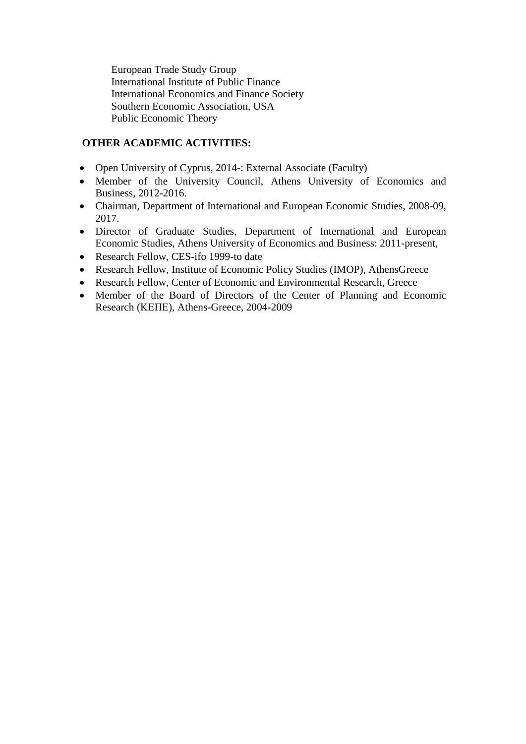European Trade Study Group
International Institute of Public Finance
International Economics and Finance Society
Southern Economic Association, USA
Public Economic Theory

**OTHER ACADEMIC ACTIVITIES:**

- Open University of Cyprus, 2014-: External Associate (Faculty)
- Member of the University Council, Athens University of Economics and Business, 2012-2016.
- Chairman, Department of International and European Economic Studies, 2008-09, 2017.
- Director of Graduate Studies, Department of International and European Economic Studies, Athens University of Economics and Business: 2011-present,
- Research Fellow, CES-ifo 1999-to date
- Research Fellow, Institute of Economic Policy Studies (IMOP), AthensGreece
- Research Fellow, Center of Economic and Environmental Research, Greece
- Member of the Board of Directors of the Center of Planning and Economic Research (ΚΕΠΕ), Athens-Greece, 2004-2009